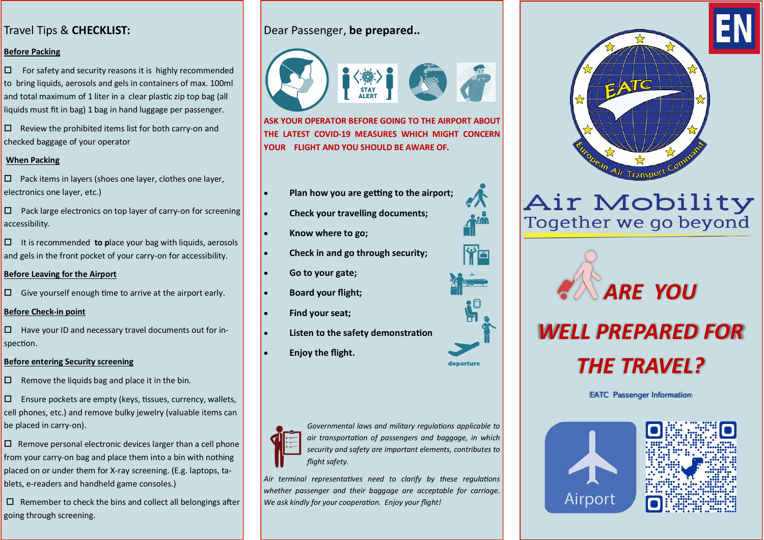# Travel Tips & **CHECKLIST:**

**Before Packing**

- ☐ For safety and security reasons it is highly recommended to bring liquids, aerosols and gels in containers of max. 100ml and total maximum of 1 liter in a clear plastic zip top bag (all liquids must fit in bag) 1 bag in hand luggage per passenger.
- ☐ Review the prohibited items list for both carry-on and checked baggage of your operator

**When Packing**

- ☐ Pack items in layers (shoes one layer, clothes one layer, electronics one layer, etc.)
- ☐ Pack large electronics on top layer of carry-on for screening accessibility.
- ☐ It is recommended **to p**lace your bag with liquids, aerosols and gels in the front pocket of your carry-on for accessibility.

**Before Leaving for the Airport**

- ☐ Give yourself enough time to arrive at the airport early.

**Before Check-in point**

- ☐ Have your ID and necessary travel documents out for in-spection.

**Before entering Security screening**

- ☐ Remove the liquids bag and place it in the bin.
- ☐ Ensure pockets are empty (keys, tissues, currency, wallets, cell phones, etc.) and remove bulky jewelry (valuable items can be placed in carry-on).
- ☐ Remove personal electronic devices larger than a cell phone from your carry-on bag and place them into a bin with nothing placed on or under them for X-ray screening. (E.g. laptops, ta-blets, e-readers and handheld game consoles.)
- ☐ Remember to check the bins and collect all belongings after going through screening.

## Dear Passenger, **be prepared..**

STAY ALERT

**ASK YOUR OPERATOR BEFORE GOING TO THE AIRPORT ABOUT THE LATEST COVID-19 MEASURES WHICH MIGHT CONCERN YOUR FLIGHT AND YOU SHOULD BE AWARE OF.**

- **Plan how you are getting to the airport;**
- **Check your travelling documents;**
- **Know where to go;**
- **Check in and go through security;**
- **Go to your gate;**
- **Board your flight;**
- **Find your seat;**
- **Listen to the safety demonstration**
- **Enjoy the flight.**

departure

*Governmental laws and military regulations applicable to air transportation of passengers and baggage, in which security and safety are important elements, contributes to flight safety.*

*Air terminal representatives need to clarify by these regulations whether passenger and their baggage are acceptable for carriage. We ask kindly for your cooperation. Enjoy your flight!*

EN

EATC

European Air Transport Command

# Air Mobility

## Together we go beyond

# ARE YOU WELL PREPARED FOR THE TRAVEL?

EATC Passenger Information

Airport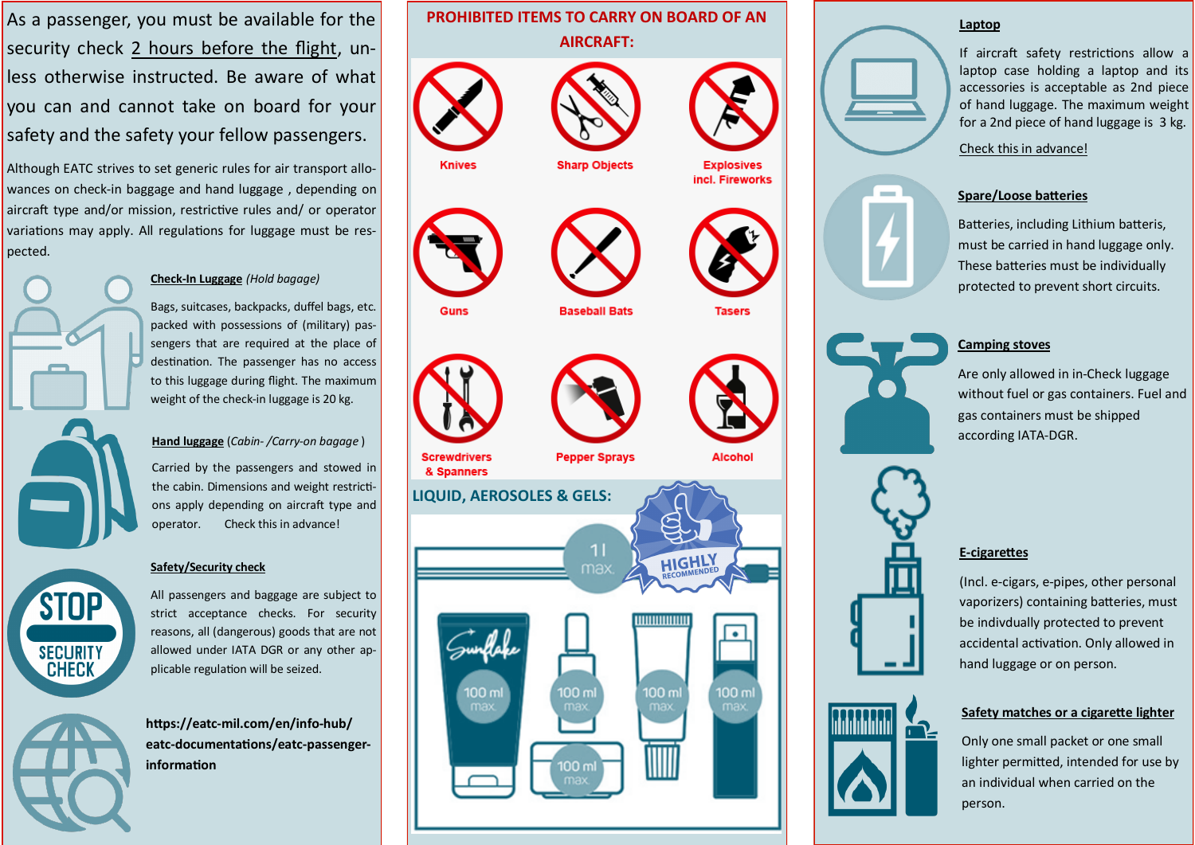As a passenger, you must be available for the security check 2 hours before the flight, unless otherwise instructed. Be aware of what you can and cannot take on board for your safety and the safety your fellow passengers.

Although EATC strives to set generic rules for air transport allowances on check-in baggage and hand luggage , depending on aircraft type and/or mission, restrictive rules and/ or operator variations may apply. All regulations for luggage must be respected.

**Check-In Luggage** *(Hold bagage)*

Bags, suitcases, backpacks, duffel bags, etc. packed with possessions of (military) passengers that are required at the place of destination. The passenger has no access to this luggage during flight. The maximum weight of the check-in luggage is 20 kg.

**Hand luggage** *(Cabin- /Carry-on bagage )*

Carried by the passengers and stowed in the cabin. Dimensions and weight restrictions apply depending on aircraft type and operator. Check this in advance!

**Safety/Security check**

All passengers and baggage are subject to strict acceptance checks. For security reasons, all (dangerous) goods that are not allowed under IATA DGR or any other applicable regulation will be seized.

**https://eatc-mil.com/en/info-hub/eatc-documentations/eatc-passenger-information**

## PROHIBITED ITEMS TO CARRY ON BOARD OF AN AIRCRAFT:

- Knives
- Sharp Objects
- Explosives incl. Fireworks
- Guns
- Baseball Bats
- Tasers
- Screwdrivers & Spanners
- Pepper Sprays
- Alcohol

## LIQUID, AEROSOLES & GELS:

1 l max.

HIGHLY RECOMMENDED

100 ml max.

**Laptop**

If aircraft safety restrictions allow a laptop case holding a laptop and its accessories is acceptable as 2nd piece of hand luggage. The maximum weight for a 2nd piece of hand luggage is 3 kg.

Check this in advance!

**Spare/Loose batteries**

Batteries, including Lithium batteris, must be carried in hand luggage only. These batteries must be individually protected to prevent short circuits.

**Camping stoves**

Are only allowed in in-Check luggage without fuel or gas containers. Fuel and gas containers must be shipped according IATA-DGR.

**E-cigarettes**

(Incl. e-cigars, e-pipes, other personal vaporizers) containing batteries, must be indivdually protected to prevent accidental activation. Only allowed in hand luggage or on person.

**Safety matches or a cigarette lighter**

Only one small packet or one small lighter permitted, intended for use by an individual when carried on the person.